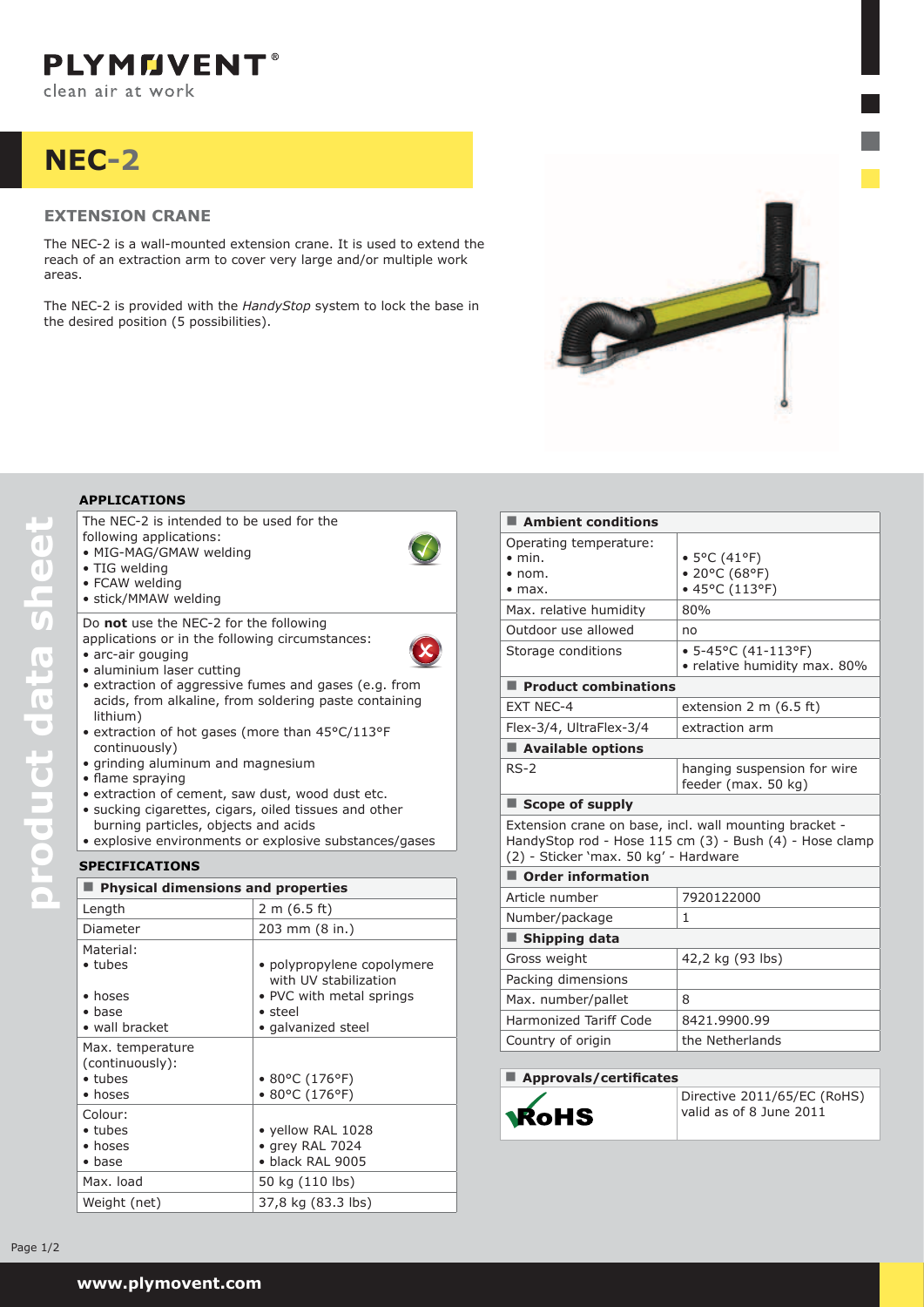PLYMOVENT®
clean air at work

# NEC-2

## EXTENSION CRANE

The NEC-2 is a wall-mounted extension crane. It is used to extend the reach of an extraction arm to cover very large and/or multiple work areas.

The NEC-2 is provided with the *HandyStop* system to lock the base in the desired position (5 possibilities).

product data sheet

### APPLICATIONS

The NEC-2 is intended to be used for the following applications:
- MIG-MAG/GMAW welding
- TIG welding
- FCAW welding
- stick/MMAW welding

Do **not** use the NEC-2 for the following applications or in the following circumstances:
- arc-air gouging
- aluminium laser cutting
- extraction of aggressive fumes and gases (e.g. from acids, from alkaline, from soldering paste containing lithium)
- extraction of hot gases (more than 45°C/113°F continuously)
- grinding aluminum and magnesium
- flame spraying
- extraction of cement, saw dust, wood dust etc.
- sucking cigarettes, cigars, oiled tissues and other burning particles, objects and acids
- explosive environments or explosive substances/gases

### SPECIFICATIONS

| Physical dimensions and properties | |
|---|---|
| Length | 2 m (6.5 ft) |
| Diameter | 203 mm (8 in.) |
| Material:<br>• tubes<br>• hoses<br>• base<br>• wall bracket | <br>• polypropylene copolymere with UV stabilization<br>• PVC with metal springs<br>• steel<br>• galvanized steel |
| Max. temperature (continuously):<br>• tubes<br>• hoses | <br>• 80°C (176°F)<br>• 80°C (176°F) |
| Colour:<br>• tubes<br>• hoses<br>• base | <br>• yellow RAL 1028<br>• grey RAL 7024<br>• black RAL 9005 |
| Max. load | 50 kg (110 lbs) |
| Weight (net) | 37,8 kg (83.3 lbs) |

| Ambient conditions | |
|---|---|
| Operating temperature:<br>• min.<br>• nom.<br>• max. | <br>• 5°C (41°F)<br>• 20°C (68°F)<br>• 45°C (113°F) |
| Max. relative humidity | 80% |
| Outdoor use allowed | no |
| Storage conditions | • 5-45°C (41-113°F)<br>• relative humidity max. 80% |
| **Product combinations** | |
| EXT NEC-4 | extension 2 m (6.5 ft) |
| Flex-3/4, UltraFlex-3/4 | extraction arm |
| **Available options** | |
| RS-2 | hanging suspension for wire feeder (max. 50 kg) |

**Scope of supply**

Extension crane on base, incl. wall mounting bracket - HandyStop rod - Hose 115 cm (3) - Bush (4) - Hose clamp (2) - Sticker 'max. 50 kg' - Hardware

| Order information | |
|---|---|
| Article number | 7920122000 |
| Number/package | 1 |
| **Shipping data** | |
| Gross weight | 42,2 kg (93 lbs) |
| Packing dimensions | |
| Max. number/pallet | 8 |
| Harmonized Tariff Code | 8421.9900.99 |
| Country of origin | the Netherlands |

| Approvals/certificates | |
|---|---|
| RoHS | Directive 2011/65/EC (RoHS) valid as of 8 June 2011 |

www.plymovent.com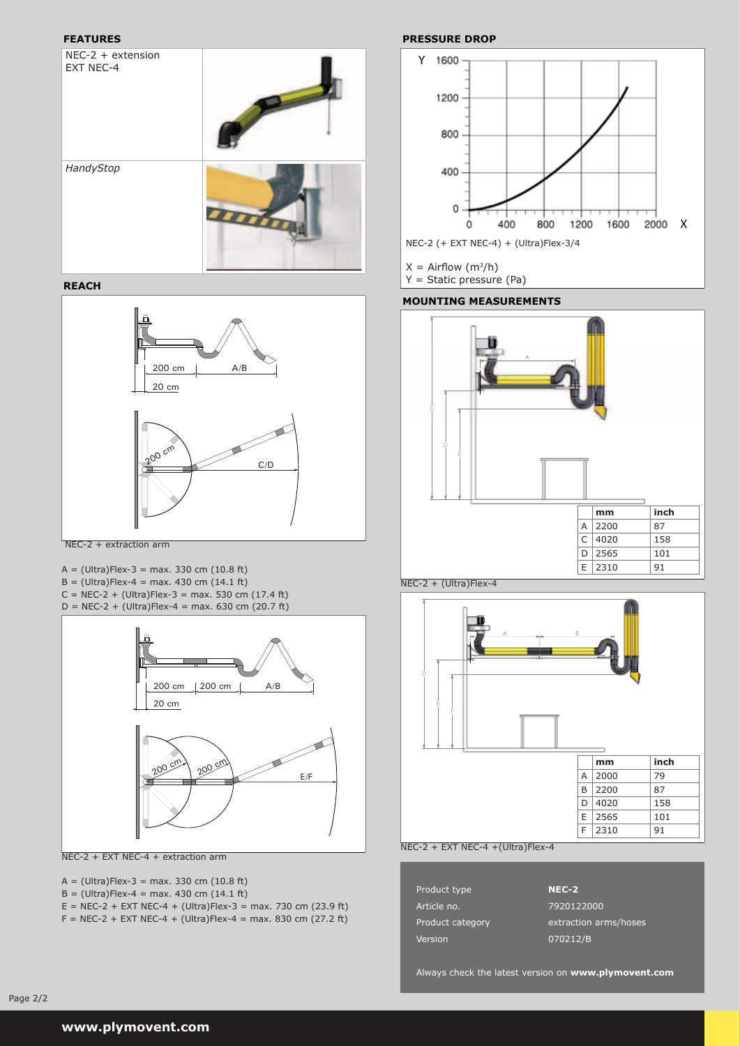## FEATURES

| | |
|---|---|
| NEC-2 + extension EXT NEC-4 | |
| *HandyStop* | |

## REACH

200 cm
A/B
20 cm
200 cm
C/D

NEC-2 + extraction arm

A = (Ultra)Flex-3 = max. 330 cm (10.8 ft)
B = (Ultra)Flex-4 = max. 430 cm (14.1 ft)
C = NEC-2 + (Ultra)Flex-3 = max. 530 cm (17.4 ft)
D = NEC-2 + (Ultra)Flex-4 = max. 630 cm (20.7 ft)

200 cm
200 cm
A/B
20 cm
200 cm
200 cm
E/F

NEC-2 + EXT NEC-4 + extraction arm

A = (Ultra)Flex-3 = max. 330 cm (10.8 ft)
B = (Ultra)Flex-4 = max. 430 cm (14.1 ft)
E = NEC-2 + EXT NEC-4 + (Ultra)Flex-3 = max. 730 cm (23.9 ft)
F = NEC-2 + EXT NEC-4 + (Ultra)Flex-4 = max. 830 cm (27.2 ft)

## PRESSURE DROP

Y
1600
1200
800
400
0
0 400 800 1200 1600 2000 X

NEC-2 (+ EXT NEC-4) + (Ultra)Flex-3/4

X = Airflow ($m^3/h$)
Y = Static pressure (Pa)

## MOUNTING MEASUREMENTS

| | mm | inch |
|---|---|---|
| A | 2200 | 87 |
| C | 4020 | 158 |
| D | 2565 | 101 |
| E | 2310 | 91 |

NEC-2 + (Ultra)Flex-4

| | mm | inch |
|---|---|---|
| A | 2000 | 79 |
| B | 2200 | 87 |
| D | 4020 | 158 |
| E | 2565 | 101 |
| F | 2310 | 91 |

NEC-2 + EXT NEC-4 +(Ultra)Flex-4

| | |
|---|---|
| Product type | **NEC-2** |
| Article no. | 7920122000 |
| Product category | extraction arms/hoses |
| Version | 070212/B |

Always check the latest version on **www.plymovent.com**